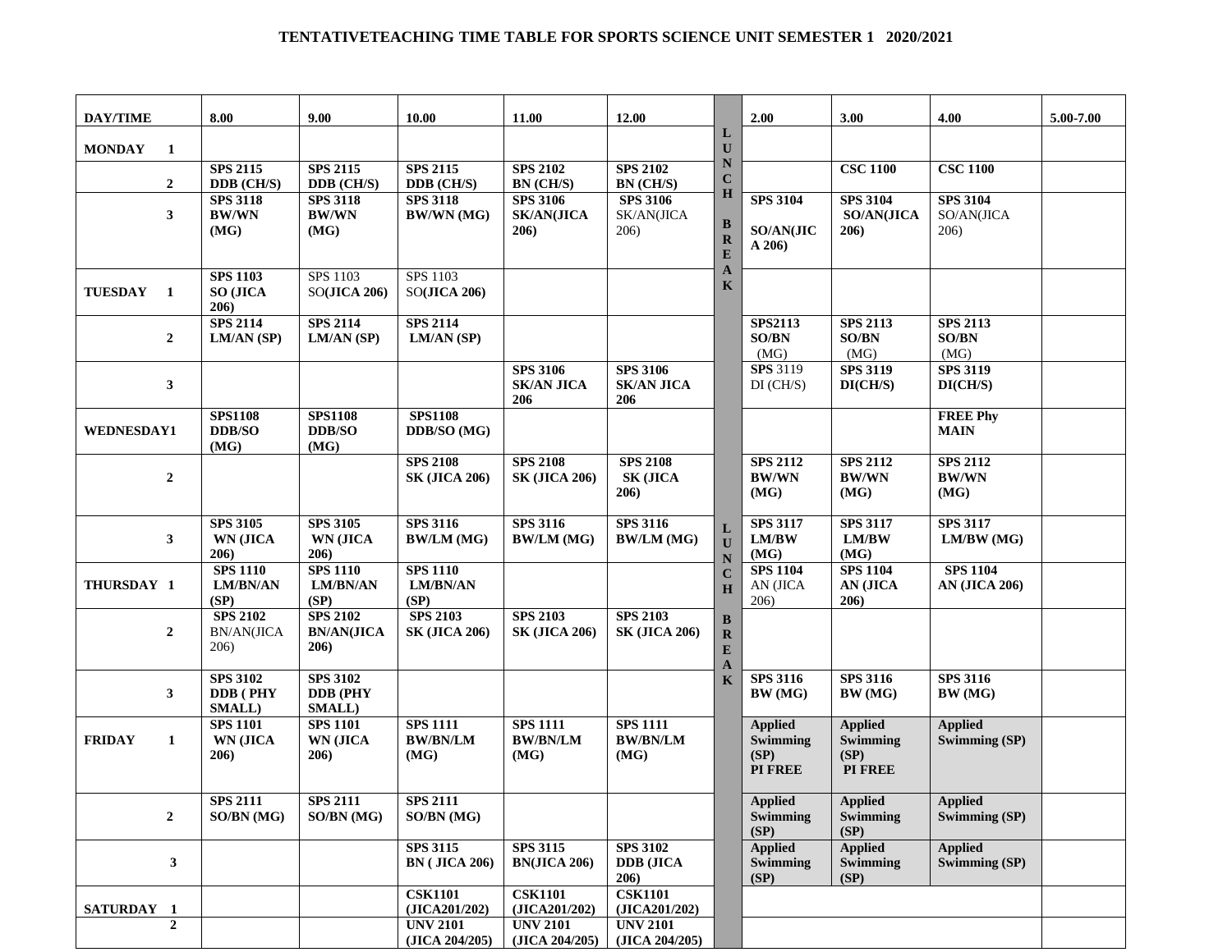**TENTATIVETEACHING TIME TABLE FOR SPORTS SCIENCE UNIT SEMESTER 1 2020/2021**

| DAY/TIME | 8.00 | 9.00 | 10.00 | 11.00 | 12.00 | | 2.00 | 3.00 | 4.00 | 5.00-7.00 |
|---|---|---|---|---|---|---|---|---|---|---|
| MONDAY 1 | | | | | | LUNCH BREAK | | | | |
| 2 | SPS 2115 DDB (CH/S) | SPS 2115 DDB (CH/S) | SPS 2115 DDB (CH/S) | SPS 2102 BN (CH/S) | SPS 2102 BN (CH/S) | | | CSC 1100 | CSC 1100 | |
| 3 | SPS 3118 BW/WN (MG) | SPS 3118 BW/WN (MG) | SPS 3118 BW/WN (MG) | SPS 3106 SK/AN(JICA 206) | SPS 3106 SK/AN(JICA 206) | | SPS 3104 SO/AN(JICA 206) | SPS 3104 SO/AN(JICA 206) | SPS 3104 SO/AN(JICA 206) | |
| TUESDAY 1 | SPS 1103 SO (JICA 206) | SPS 1103 SO(JICA 206) | SPS 1103 SO(JICA 206) | | | | | | | |
| 2 | SPS 2114 LM/AN (SP) | SPS 2114 LM/AN (SP) | SPS 2114 LM/AN (SP) | | | | SPS2113 SO/BN (MG) | SPS 2113 SO/BN (MG) | SPS 2113 SO/BN (MG) | |
| 3 | | | | SPS 3106 SK/AN JICA 206 | SPS 3106 SK/AN JICA 206 | | SPS 3119 DI (CH/S) | SPS 3119 DI(CH/S) | SPS 3119 DI(CH/S) | |
| WEDNESDAY1 | SPS1108 DDB/SO (MG) | SPS1108 DDB/SO (MG) | SPS1108 DDB/SO (MG) | | | | | | FREE Phy MAIN | |
| 2 | | | SPS 2108 SK (JICA 206) | SPS 2108 SK (JICA 206) | SPS 2108 SK (JICA 206) | | SPS 2112 BW/WN (MG) | SPS 2112 BW/WN (MG) | SPS 2112 BW/WN (MG) | |
| 3 | SPS 3105 WN (JICA 206) | SPS 3105 WN (JICA 206) | SPS 3116 BW/LM (MG) | SPS 3116 BW/LM (MG) | SPS 3116 BW/LM (MG) | LUNCH BREAK | SPS 3117 LM/BW (MG) | SPS 3117 LM/BW (MG) | SPS 3117 LM/BW (MG) | |
| THURSDAY 1 | SPS 1110 LM/BN/AN (SP) | SPS 1110 LM/BN/AN (SP) | SPS 1110 LM/BN/AN (SP) | | | | SPS 1104 AN (JICA 206) | SPS 1104 AN (JICA 206) | SPS 1104 AN (JICA 206) | |
| 2 | SPS 2102 BN/AN(JICA 206) | SPS 2102 BN/AN(JICA 206) | SPS 2103 SK (JICA 206) | SPS 2103 SK (JICA 206) | SPS 2103 SK (JICA 206) | | | | | |
| 3 | SPS 3102 DDB ( PHY SMALL) | SPS 3102 DDB (PHY SMALL) | | | | | SPS 3116 BW (MG) | SPS 3116 BW (MG) | SPS 3116 BW (MG) | |
| FRIDAY 1 | SPS 1101 WN (JICA 206) | SPS 1101 WN (JICA 206) | SPS 1111 BW/BN/LM (MG) | SPS 1111 BW/BN/LM (MG) | SPS 1111 BW/BN/LM (MG) | | Applied Swimming (SP) PI FREE | Applied Swimming (SP) PI FREE | Applied Swimming (SP) | |
| 2 | SPS 2111 SO/BN (MG) | SPS 2111 SO/BN (MG) | SPS 2111 SO/BN (MG) | | | | Applied Swimming (SP) | Applied Swimming (SP) | Applied Swimming (SP) | |
| 3 | | | SPS 3115 BN ( JICA 206) | SPS 3115 BN(JICA 206) | SPS 3102 DDB (JICA 206) | | Applied Swimming (SP) | Applied Swimming (SP) | Applied Swimming (SP) | |
| SATURDAY 1 | | | CSK1101 (JICA201/202) | CSK1101 (JICA201/202) | CSK1101 (JICA201/202) | | | | | |
| 2 | | | UNV 2101 (JICA 204/205) | UNV 2101 (JICA 204/205) | UNV 2101 (JICA 204/205) | | | | | |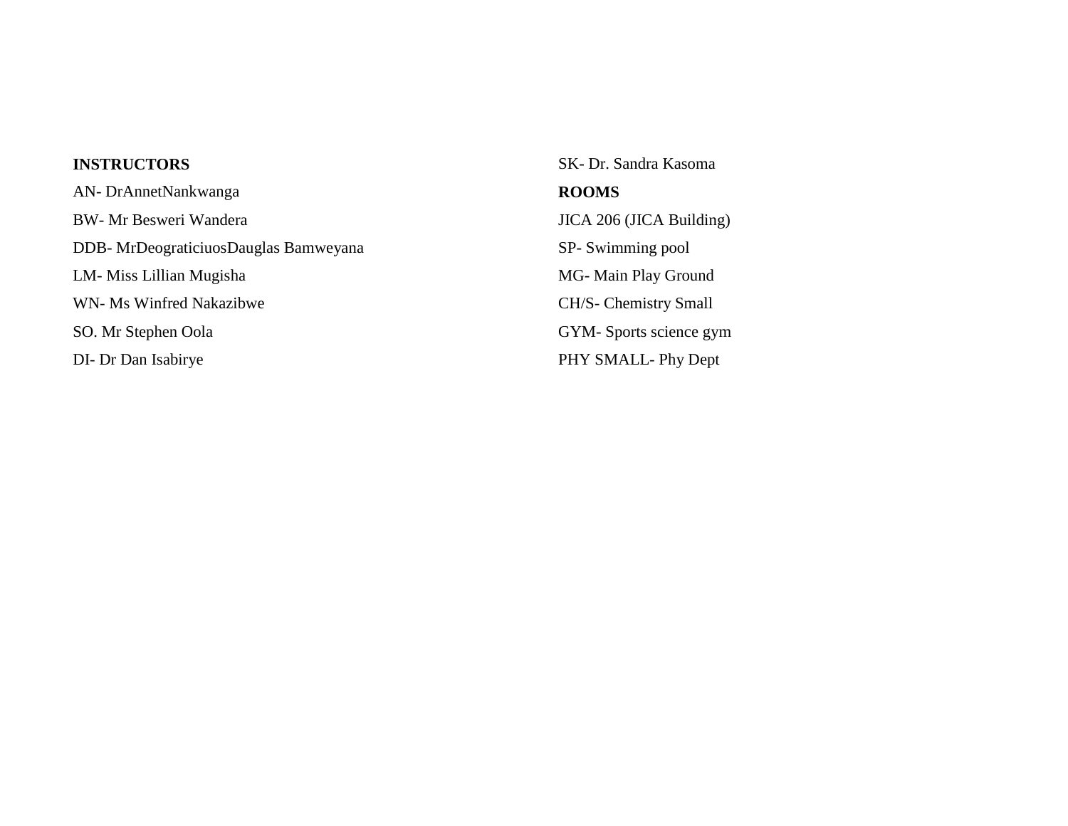**INSTRUCTORS**

AN- DrAnnetNankwanga

BW- Mr Besweri Wandera

DDB- MrDeograticiuosDauglas Bamweyana

LM- Miss Lillian Mugisha

WN- Ms Winfred Nakazibwe

SO. Mr Stephen Oola

DI- Dr Dan Isabirye

SK- Dr. Sandra Kasoma

**ROOMS**

JICA 206 (JICA Building)

SP- Swimming pool

MG- Main Play Ground

CH/S- Chemistry Small

GYM- Sports science gym

PHY SMALL- Phy Dept